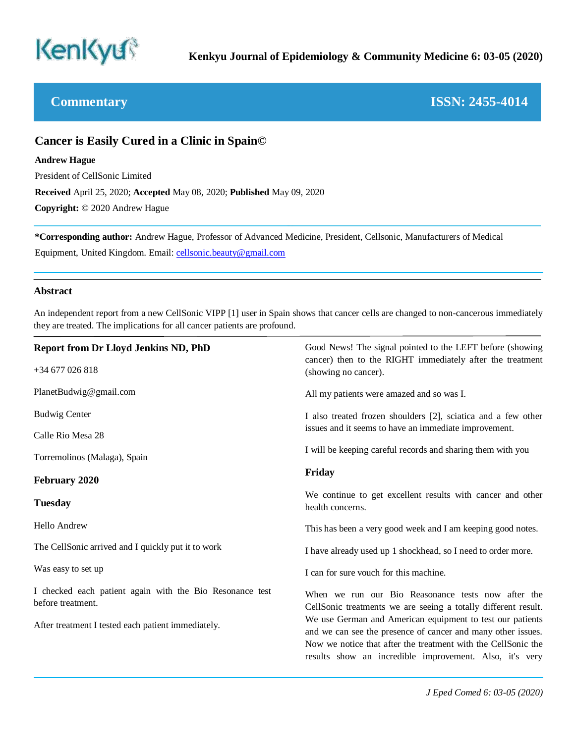## Commentary

ISSN: 2455-4014

# Cancer is Easily Cured in a Clinic in Spain©

**Andrew Hague**

President of CellSonic Limited

**Received** April 25, 2020; **Accepted** May 08, 2020; **Published** May 09, 2020

**Copyright:** © 2020 Andrew Hague

**\*Corresponding author:** Andrew Hague, Professor of Advanced Medicine, President, Cellsonic, Manufacturers of Medical Equipment, United Kingdom. Email: cellsonic.beauty@gmail.com

## Abstract

An independent report from a new CellSonic VIPP [1] user in Spain shows that cancer cells are changed to non-cancerous immediately they are treated. The implications for all cancer patients are profound.

## Report from Dr Lloyd Jenkins ND, PhD

+34 677 026 818

PlanetBudwig@gmail.com

Budwig Center

Calle Rio Mesa 28

Torremolinos (Malaga), Spain

### February 2020

### Tuesday

Hello Andrew

The CellSonic arrived and I quickly put it to work

Was easy to set up

I checked each patient again with the Bio Resonance test before treatment.

After treatment I tested each patient immediately.

Good News! The signal pointed to the LEFT before (showing cancer) then to the RIGHT immediately after the treatment (showing no cancer).

All my patients were amazed and so was I.

I also treated frozen shoulders [2], sciatica and a few other issues and it seems to have an immediate improvement.

I will be keeping careful records and sharing them with you

### Friday

We continue to get excellent results with cancer and other health concerns.

This has been a very good week and I am keeping good notes.

I have already used up 1 shockhead, so I need to order more.

I can for sure vouch for this machine.

When we run our Bio Reasonance tests now after the CellSonic treatments we are seeing a totally different result. We use German and American equipment to test our patients and we can see the presence of cancer and many other issues. Now we notice that after the treatment with the CellSonic the results show an incredible improvement. Also, it's very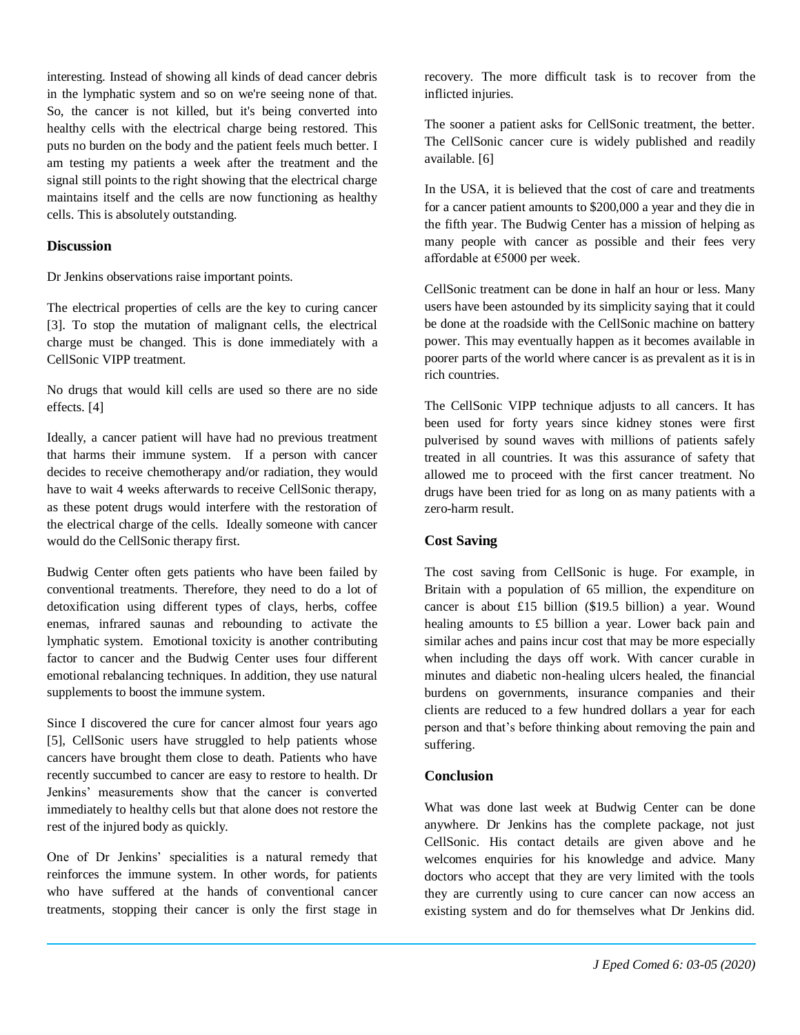interesting. Instead of showing all kinds of dead cancer debris in the lymphatic system and so on we're seeing none of that. So, the cancer is not killed, but it's being converted into healthy cells with the electrical charge being restored. This puts no burden on the body and the patient feels much better. I am testing my patients a week after the treatment and the signal still points to the right showing that the electrical charge maintains itself and the cells are now functioning as healthy cells. This is absolutely outstanding.

## Discussion

Dr Jenkins observations raise important points.

The electrical properties of cells are the key to curing cancer [3]. To stop the mutation of malignant cells, the electrical charge must be changed. This is done immediately with a CellSonic VIPP treatment.

No drugs that would kill cells are used so there are no side effects. [4]

Ideally, a cancer patient will have had no previous treatment that harms their immune system. If a person with cancer decides to receive chemotherapy and/or radiation, they would have to wait 4 weeks afterwards to receive CellSonic therapy, as these potent drugs would interfere with the restoration of the electrical charge of the cells. Ideally someone with cancer would do the CellSonic therapy first.

Budwig Center often gets patients who have been failed by conventional treatments. Therefore, they need to do a lot of detoxification using different types of clays, herbs, coffee enemas, infrared saunas and rebounding to activate the lymphatic system. Emotional toxicity is another contributing factor to cancer and the Budwig Center uses four different emotional rebalancing techniques. In addition, they use natural supplements to boost the immune system.

Since I discovered the cure for cancer almost four years ago [5], CellSonic users have struggled to help patients whose cancers have brought them close to death. Patients who have recently succumbed to cancer are easy to restore to health. Dr Jenkins' measurements show that the cancer is converted immediately to healthy cells but that alone does not restore the rest of the injured body as quickly.

One of Dr Jenkins' specialities is a natural remedy that reinforces the immune system. In other words, for patients who have suffered at the hands of conventional cancer treatments, stopping their cancer is only the first stage in recovery. The more difficult task is to recover from the inflicted injuries.

The sooner a patient asks for CellSonic treatment, the better. The CellSonic cancer cure is widely published and readily available. [6]

In the USA, it is believed that the cost of care and treatments for a cancer patient amounts to $200,000 a year and they die in the fifth year. The Budwig Center has a mission of helping as many people with cancer as possible and their fees very affordable at €5000 per week.

CellSonic treatment can be done in half an hour or less. Many users have been astounded by its simplicity saying that it could be done at the roadside with the CellSonic machine on battery power. This may eventually happen as it becomes available in poorer parts of the world where cancer is as prevalent as it is in rich countries.

The CellSonic VIPP technique adjusts to all cancers. It has been used for forty years since kidney stones were first pulverised by sound waves with millions of patients safely treated in all countries. It was this assurance of safety that allowed me to proceed with the first cancer treatment. No drugs have been tried for as long on as many patients with a zero-harm result.

## Cost Saving

The cost saving from CellSonic is huge. For example, in Britain with a population of 65 million, the expenditure on cancer is about £15 billion ($19.5 billion) a year. Wound healing amounts to £5 billion a year. Lower back pain and similar aches and pains incur cost that may be more especially when including the days off work. With cancer curable in minutes and diabetic non-healing ulcers healed, the financial burdens on governments, insurance companies and their clients are reduced to a few hundred dollars a year for each person and that's before thinking about removing the pain and suffering.

## Conclusion

What was done last week at Budwig Center can be done anywhere. Dr Jenkins has the complete package, not just CellSonic. His contact details are given above and he welcomes enquiries for his knowledge and advice. Many doctors who accept that they are very limited with the tools they are currently using to cure cancer can now access an existing system and do for themselves what Dr Jenkins did.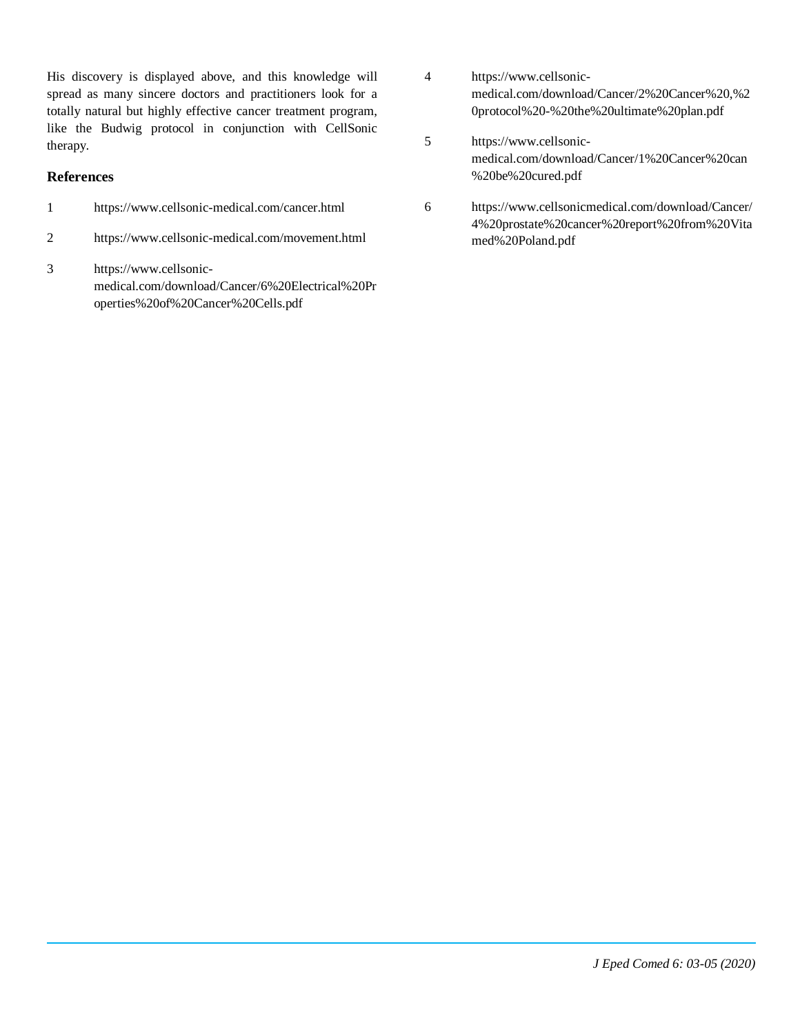His discovery is displayed above, and this knowledge will spread as many sincere doctors and practitioners look for a totally natural but highly effective cancer treatment program, like the Budwig protocol in conjunction with CellSonic therapy.

## References

1. https://www.cellsonic-medical.com/cancer.html
2. https://www.cellsonic-medical.com/movement.html
3. https://www.cellsonic-medical.com/download/Cancer/6%20Electrical%20Properties%20of%20Cancer%20Cells.pdf
4. https://www.cellsonic-medical.com/download/Cancer/2%20Cancer%20,%20protocol%20-%20the%20ultimate%20plan.pdf
5. https://www.cellsonic-medical.com/download/Cancer/1%20Cancer%20can%20be%20cured.pdf
6. https://www.cellsonicmedical.com/download/Cancer/4%20prostate%20cancer%20report%20from%20Vitamed%20Poland.pdf